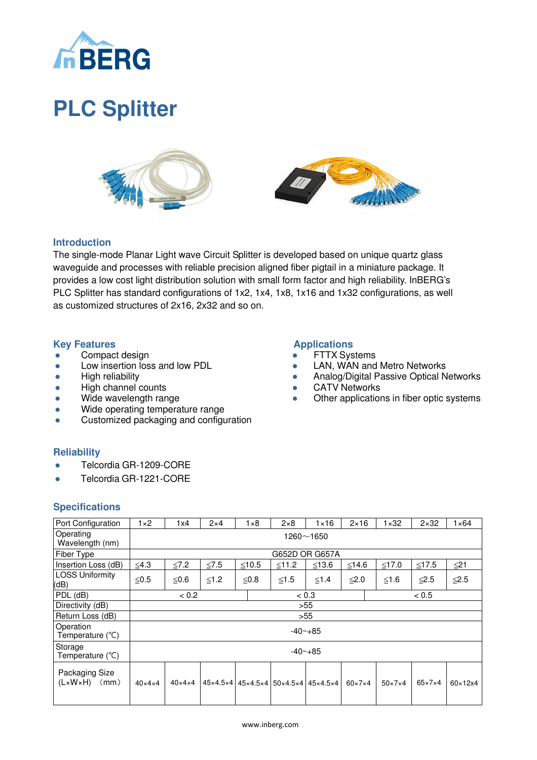# PLC Splitter

## Introduction

The single-mode Planar Light wave Circuit Splitter is developed based on unique quartz glass waveguide and processes with reliable precision aligned fiber pigtail in a miniature package. It provides a low cost light distribution solution with small form factor and high reliability. InBERG's PLC Splitter has standard configurations of 1x2, 1x4, 1x8, 1x16 and 1x32 configurations, as well as customized structures of 2x16, 2x32 and so on.

## Key Features

- Compact design
- Low insertion loss and low PDL
- High reliability
- High channel counts
- Wide wavelength range
- Wide operating temperature range
- Customized packaging and configuration

## Applications

- FTTX Systems
- LAN, WAN and Metro Networks
- Analog/Digital Passive Optical Networks
- CATV Networks
- Other applications in fiber optic systems

## Reliability

- Telcordia GR-1209-CORE
- Telcordia GR-1221-CORE

## Specifications

| Port Configuration | 1×2 | 1x4 | 2×4 | 1×8 | 2×8 | 1×16 | 2×16 | 1×32 | 2×32 | 1×64 |
|---|---|---|---|---|---|---|---|---|---|---|
| Operating Wavelength (nm) | 1260～1650 | | | | | | | | | |
| Fiber Type | G652D OR G657A | | | | | | | | | |
| Insertion Loss (dB) | ≦4.3 | ≦7.2 | ≦7.5 | ≦10.5 | ≦11.2 | ≦13.6 | ≦14.6 | ≦17.0 | ≦17.5 | ≦21 |
| LOSS Uniformity (dB) | ≦0.5 | ≦0.6 | ≦1.2 | ≦0.8 | ≦1.5 | ≦1.4 | ≦2.0 | ≦1.6 | ≦2.5 | ≦2.5 |
| PDL (dB) | < 0.2 | | | < 0.3 | | | < 0.5 | | | |
| Directivity (dB) | >55 | | | | | | | | | |
| Return Loss (dB) | >55 | | | | | | | | | |
| Operation Temperature (℃) | -40~+85 | | | | | | | | | |
| Storage Temperature (℃) | -40~+85 | | | | | | | | | |
| Packaging Size (L×W×H) (mm) | 40×4×4 | 40×4×4 | 45×4.5×4 | 45×4.5×4 | 50×4.5×4 | 45×4.5×4 | 60×7×4 | 50×7×4 | 65×7×4 | 60×12x4 |

www.inberg.com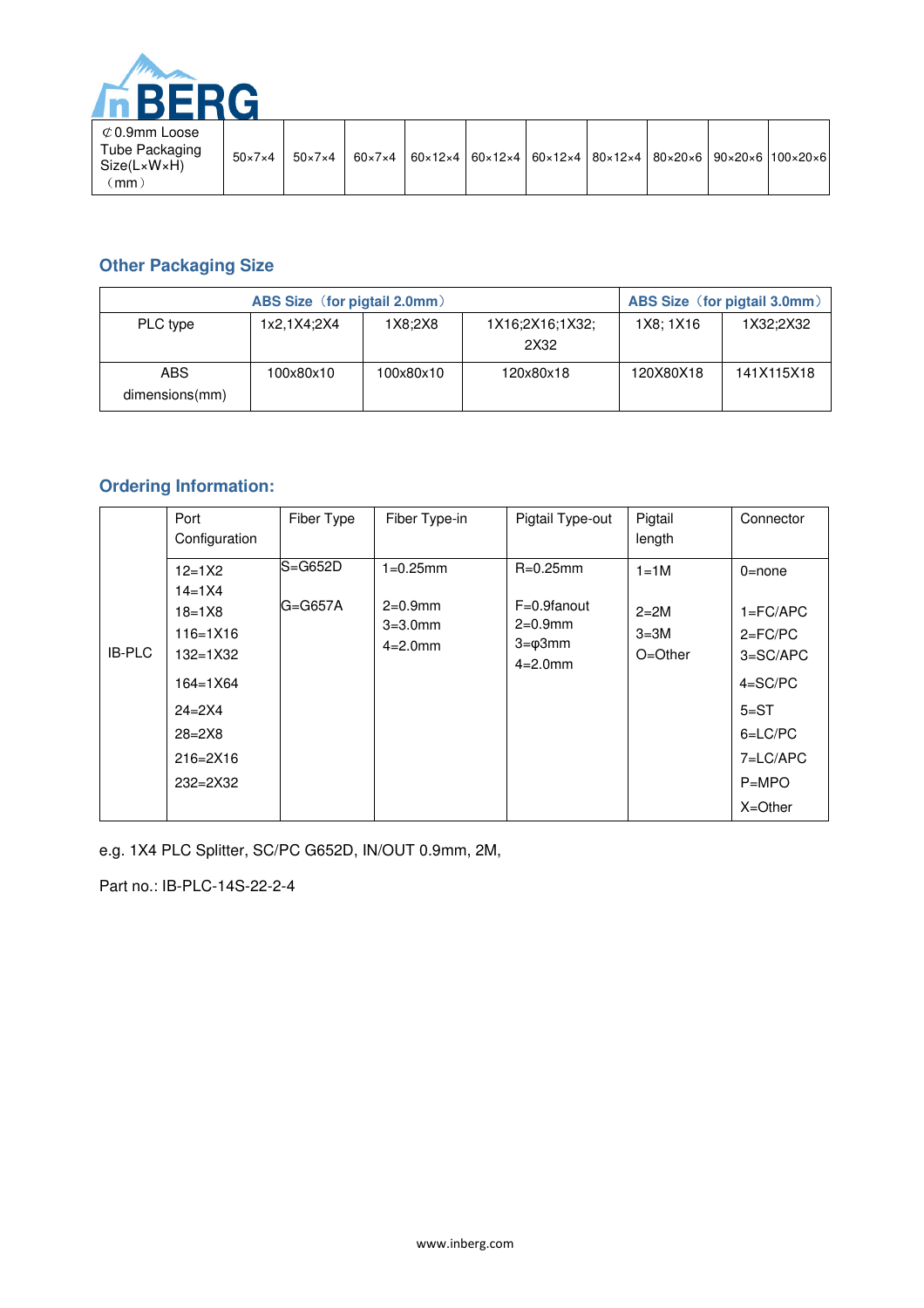| ⊄0.9mm Loose Tube Packaging Size(L×W×H)（mm） | 50×7×4 | 50×7×4 | 60×7×4 | 60×12×4 | 60×12×4 | 60×12×4 | 80×12×4 | 80×20×6 | 90×20×6 | 100×20×6 |
|---|---|---|---|---|---|---|---|---|---|---|

## Other Packaging Size

| | ABS Size（for pigtail 2.0mm） | | | ABS Size（for pigtail 3.0mm） | |
|---|---|---|---|---|---|
| PLC type | 1x2,1X4;2X4 | 1X8;2X8 | 1X16;2X16;1X32; 2X32 | 1X8; 1X16 | 1X32;2X32 |
| ABS dimensions(mm) | 100x80x10 | 100x80x10 | 120x80x18 | 120X80X18 | 141X115X18 |

## Ordering Information:

| | Port Configuration | Fiber Type | Fiber Type-in | Pigtail Type-out | Pigtail length | Connector |
|---|---|---|---|---|---|---|
| IB-PLC | 12=1X2<br>14=1X4<br>18=1X8<br>116=1X16<br>132=1X32<br>164=1X64<br>24=2X4<br>28=2X8<br>216=2X16<br>232=2X32 | S=G652D<br>G=G657A | 1=0.25mm<br>2=0.9mm<br>3=3.0mm<br>4=2.0mm | R=0.25mm<br>F=0.9fanout<br>2=0.9mm<br>3=φ3mm<br>4=2.0mm | 1=1M<br>2=2M<br>3=3M<br>O=Other | 0=none<br>1=FC/APC<br>2=FC/PC<br>3=SC/APC<br>4=SC/PC<br>5=ST<br>6=LC/PC<br>7=LC/APC<br>P=MPO<br>X=Other |

e.g. 1X4 PLC Splitter, SC/PC G652D, IN/OUT 0.9mm, 2M,

Part no.: IB-PLC-14S-22-2-4

www.inberg.com